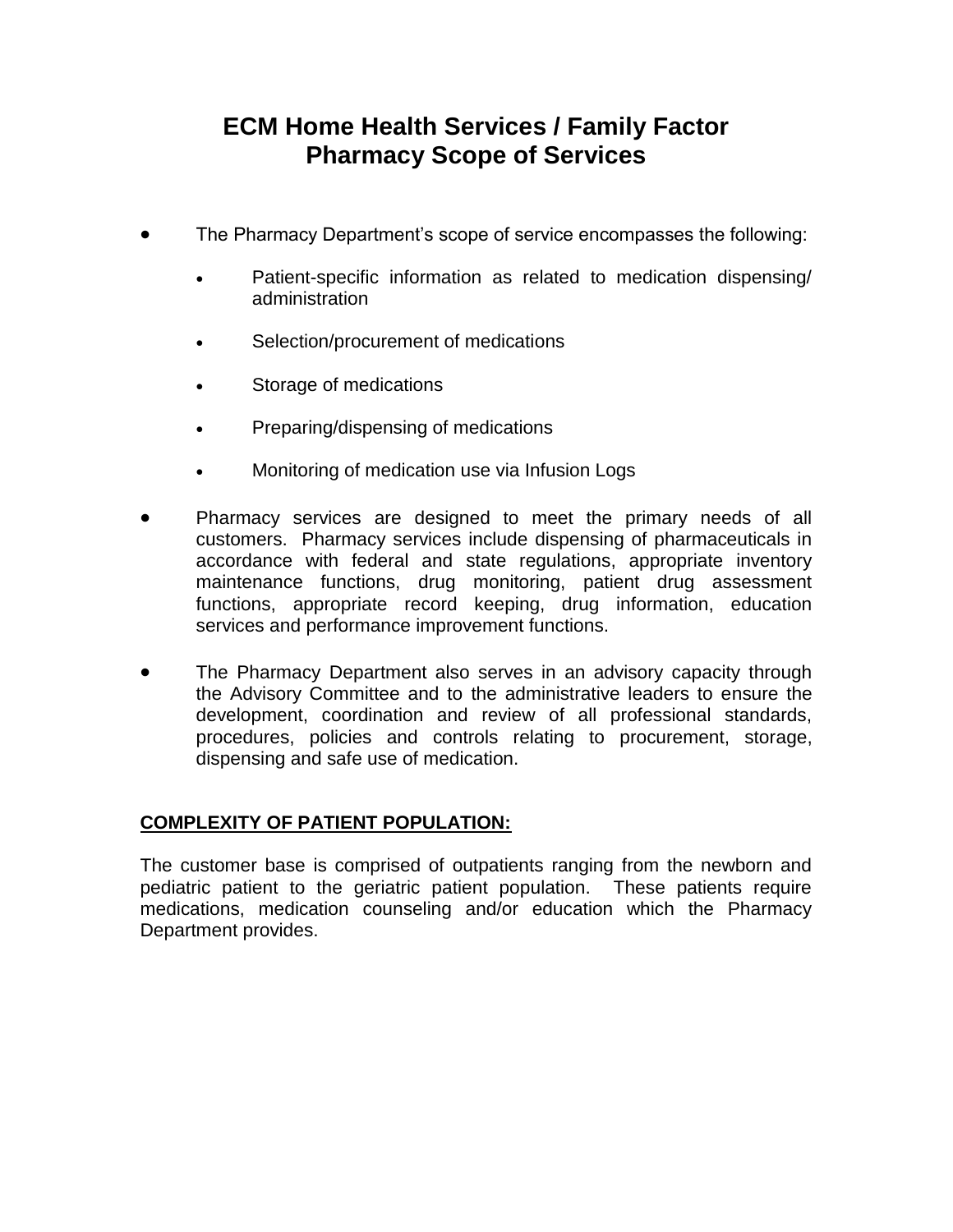# ECM Home Health Services / Family Factor
# Pharmacy Scope of Services

- The Pharmacy Department's scope of service encompasses the following:
  - Patient-specific information as related to medication dispensing/ administration
  - Selection/procurement of medications
  - Storage of medications
  - Preparing/dispensing of medications
  - Monitoring of medication use via Infusion Logs
- Pharmacy services are designed to meet the primary needs of all customers. Pharmacy services include dispensing of pharmaceuticals in accordance with federal and state regulations, appropriate inventory maintenance functions, drug monitoring, patient drug assessment functions, appropriate record keeping, drug information, education services and performance improvement functions.
- The Pharmacy Department also serves in an advisory capacity through the Advisory Committee and to the administrative leaders to ensure the development, coordination and review of all professional standards, procedures, policies and controls relating to procurement, storage, dispensing and safe use of medication.

**COMPLEXITY OF PATIENT POPULATION:**

The customer base is comprised of outpatients ranging from the newborn and pediatric patient to the geriatric patient population. These patients require medications, medication counseling and/or education which the Pharmacy Department provides.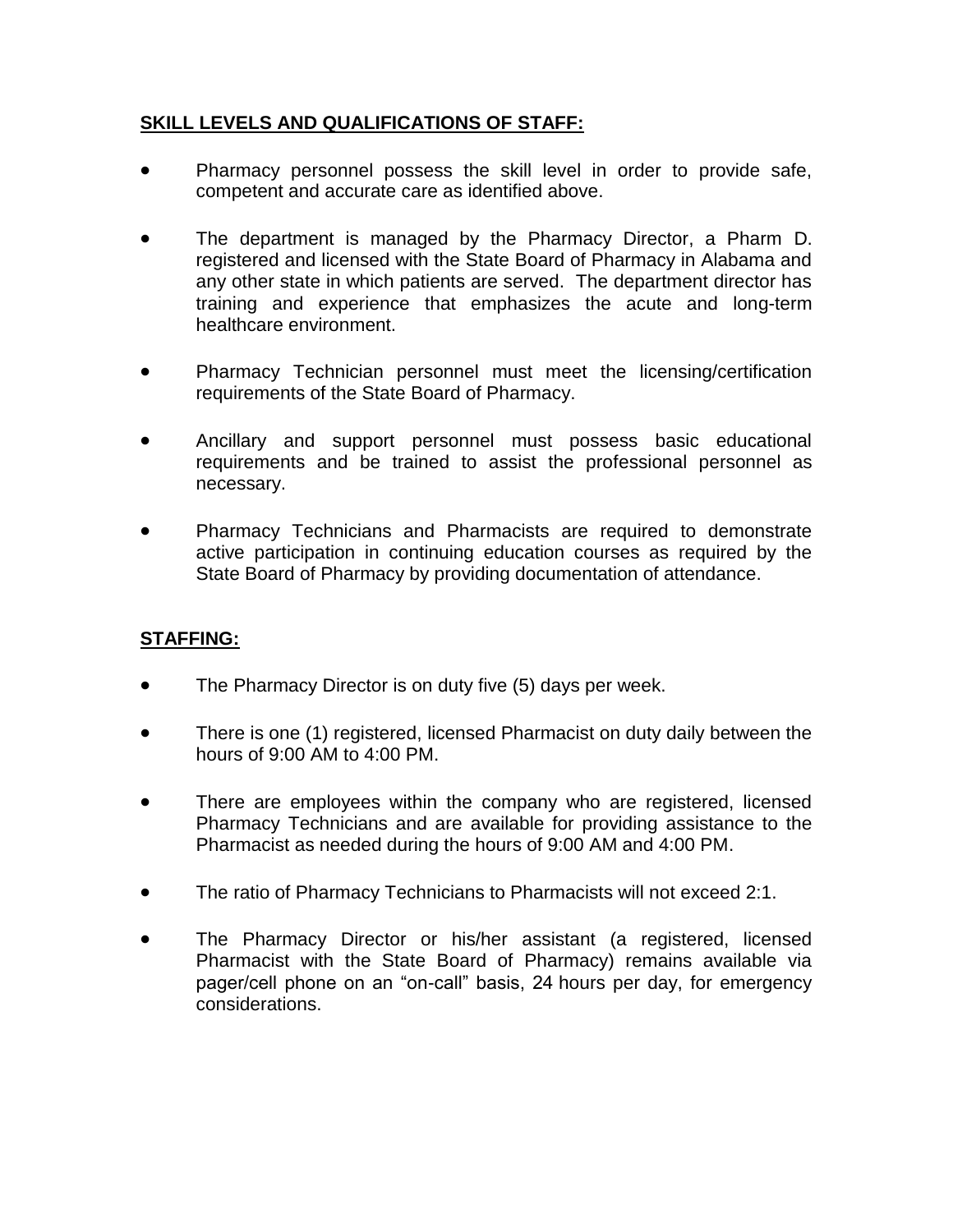## SKILL LEVELS AND QUALIFICATIONS OF STAFF:

- Pharmacy personnel possess the skill level in order to provide safe, competent and accurate care as identified above.
- The department is managed by the Pharmacy Director, a Pharm D. registered and licensed with the State Board of Pharmacy in Alabama and any other state in which patients are served. The department director has training and experience that emphasizes the acute and long-term healthcare environment.
- Pharmacy Technician personnel must meet the licensing/certification requirements of the State Board of Pharmacy.
- Ancillary and support personnel must possess basic educational requirements and be trained to assist the professional personnel as necessary.
- Pharmacy Technicians and Pharmacists are required to demonstrate active participation in continuing education courses as required by the State Board of Pharmacy by providing documentation of attendance.

## STAFFING:

- The Pharmacy Director is on duty five (5) days per week.
- There is one (1) registered, licensed Pharmacist on duty daily between the hours of 9:00 AM to 4:00 PM.
- There are employees within the company who are registered, licensed Pharmacy Technicians and are available for providing assistance to the Pharmacist as needed during the hours of 9:00 AM and 4:00 PM.
- The ratio of Pharmacy Technicians to Pharmacists will not exceed 2:1.
- The Pharmacy Director or his/her assistant (a registered, licensed Pharmacist with the State Board of Pharmacy) remains available via pager/cell phone on an "on-call" basis, 24 hours per day, for emergency considerations.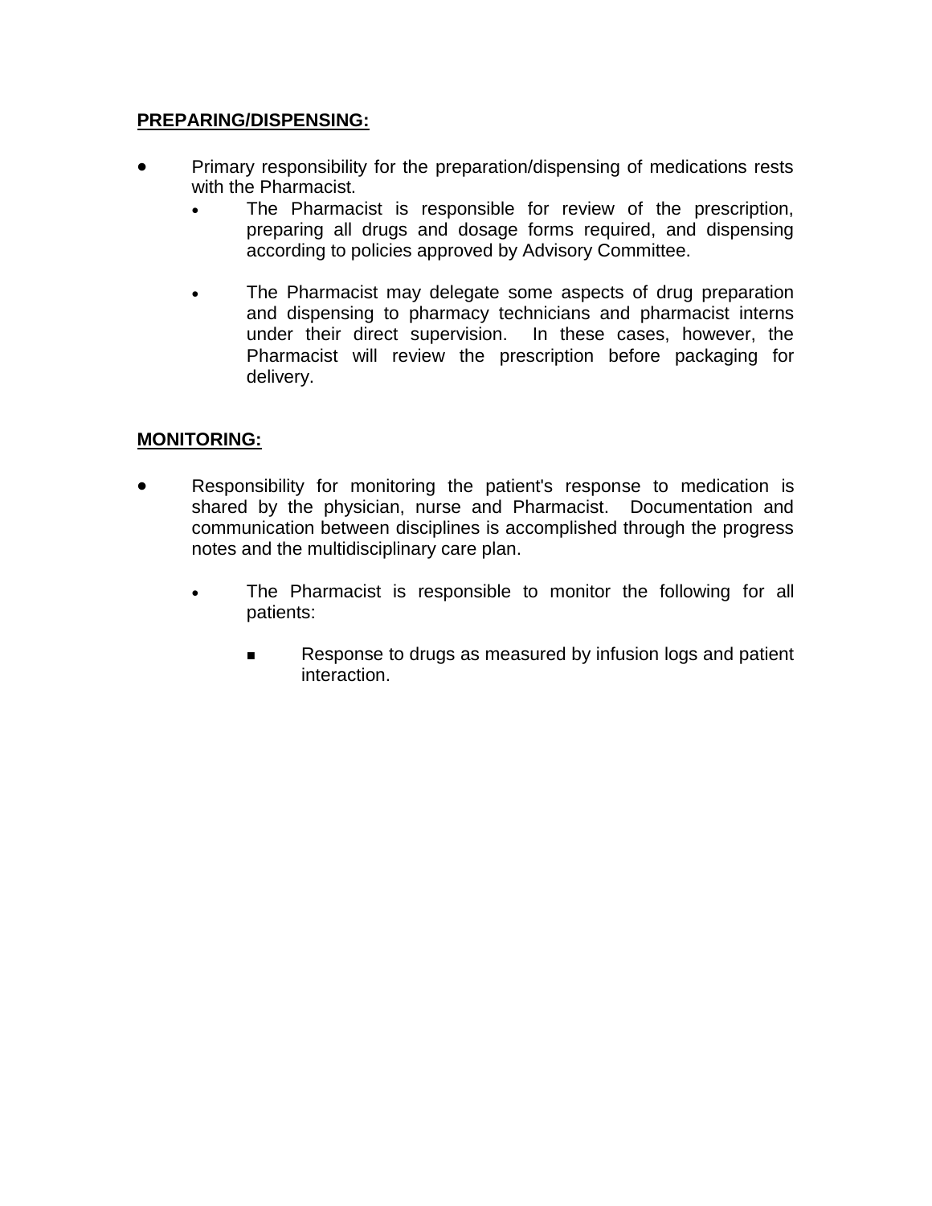**PREPARING/DISPENSING:**

- Primary responsibility for the preparation/dispensing of medications rests with the Pharmacist.
  - The Pharmacist is responsible for review of the prescription, preparing all drugs and dosage forms required, and dispensing according to policies approved by Advisory Committee.
  - The Pharmacist may delegate some aspects of drug preparation and dispensing to pharmacy technicians and pharmacist interns under their direct supervision. In these cases, however, the Pharmacist will review the prescription before packaging for delivery.

**MONITORING:**

- Responsibility for monitoring the patient's response to medication is shared by the physician, nurse and Pharmacist. Documentation and communication between disciplines is accomplished through the progress notes and the multidisciplinary care plan.
  - The Pharmacist is responsible to monitor the following for all patients:
    - Response to drugs as measured by infusion logs and patient interaction.